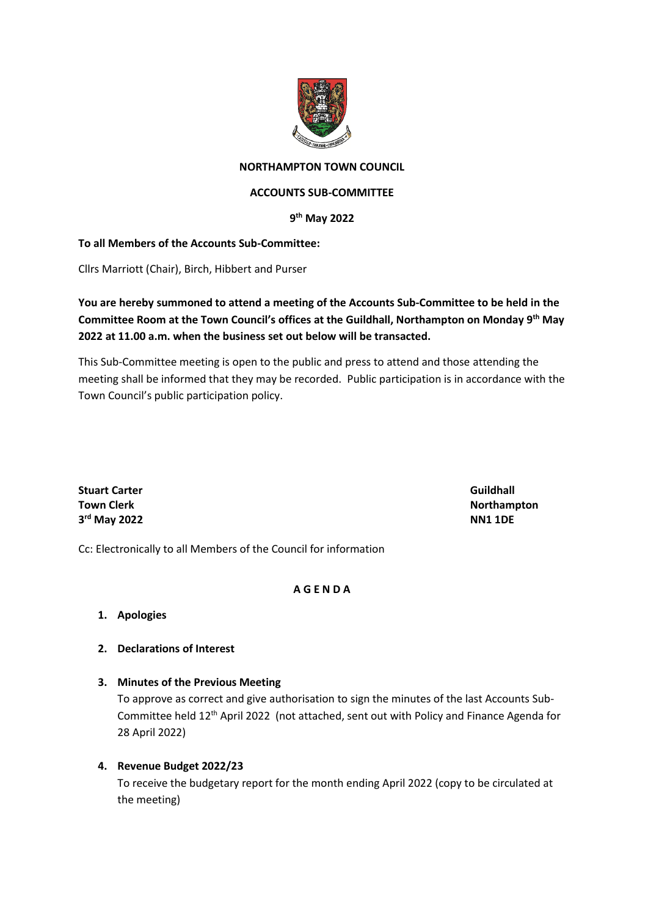# NORTHAMPTON TOWN COUNCIL

## ACCOUNTS SUB-COMMITTEE

### 9th May 2022

**To all Members of the Accounts Sub-Committee:**

Cllrs Marriott (Chair), Birch, Hibbert and Purser

**You are hereby summoned to attend a meeting of the Accounts Sub-Committee to be held in the Committee Room at the Town Council's offices at the Guildhall, Northampton on Monday 9th May 2022 at 11.00 a.m. when the business set out below will be transacted.**

This Sub-Committee meeting is open to the public and press to attend and those attending the meeting shall be informed that they may be recorded. Public participation is in accordance with the Town Council's public participation policy.

**Stuart Carter**
**Town Clerk**
**3rd May 2022**

**Guildhall**
**Northampton**
**NN1 1DE**

Cc: Electronically to all Members of the Council for information

## A G E N D A

1. **Apologies**

2. **Declarations of Interest**

3. **Minutes of the Previous Meeting**
   To approve as correct and give authorisation to sign the minutes of the last Accounts Sub-Committee held 12th April 2022 (not attached, sent out with Policy and Finance Agenda for 28 April 2022)

4. **Revenue Budget 2022/23**
   To receive the budgetary report for the month ending April 2022 (copy to be circulated at the meeting)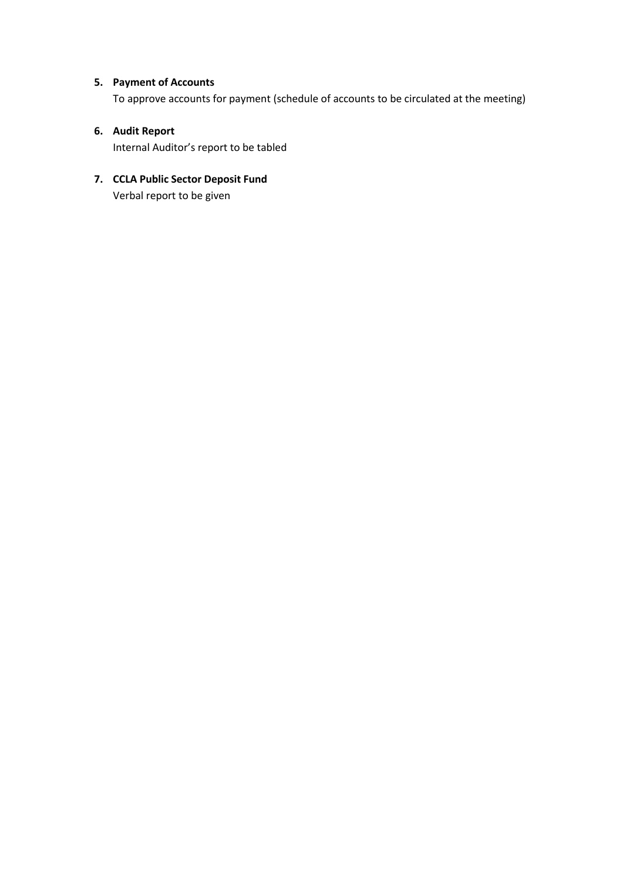5. **Payment of Accounts**

   To approve accounts for payment (schedule of accounts to be circulated at the meeting)

6. **Audit Report**

   Internal Auditor's report to be tabled

7. **CCLA Public Sector Deposit Fund**

   Verbal report to be given